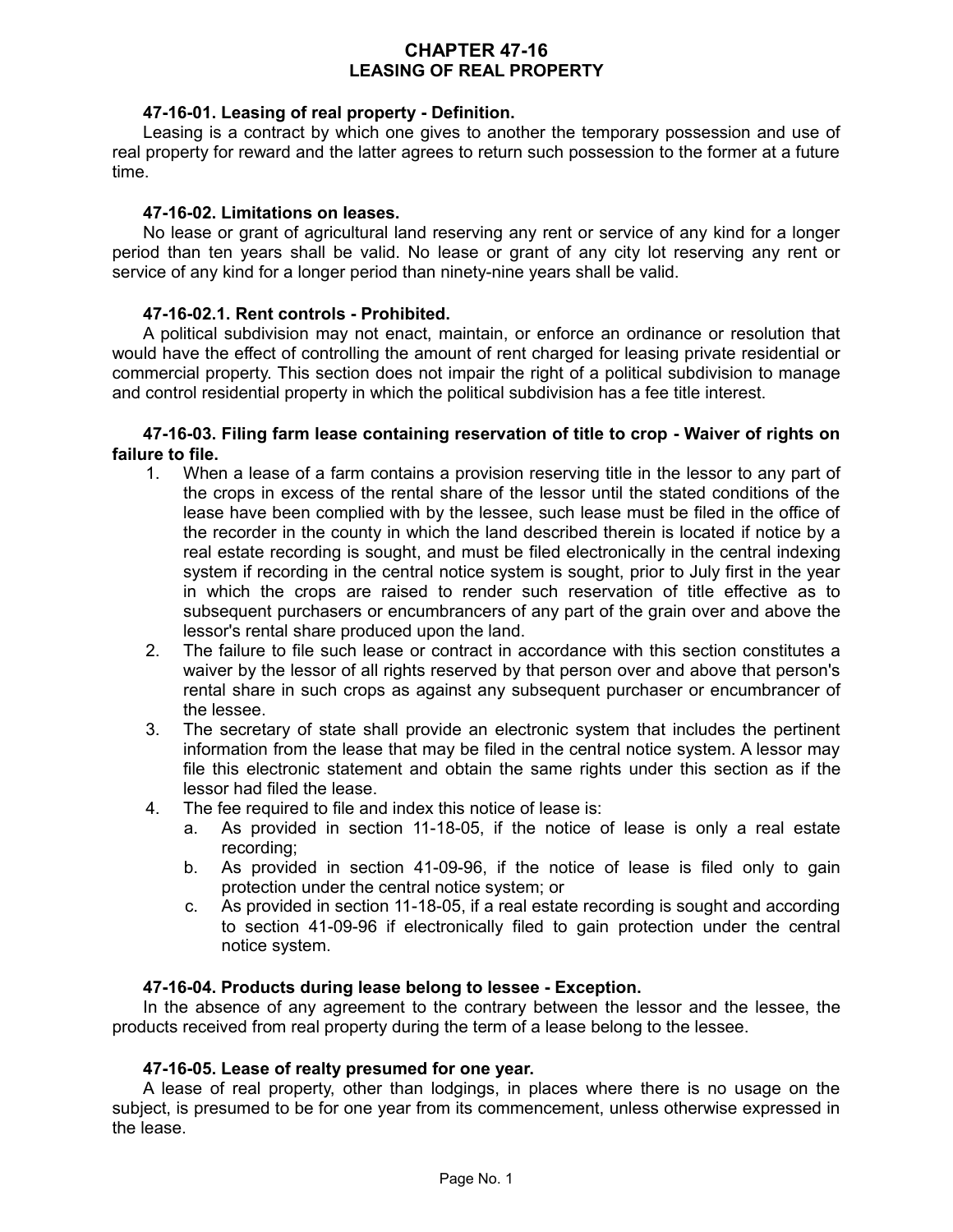# CHAPTER 47-16
# LEASING OF REAL PROPERTY

**47-16-01. Leasing of real property - Definition.**

Leasing is a contract by which one gives to another the temporary possession and use of real property for reward and the latter agrees to return such possession to the former at a future time.

**47-16-02. Limitations on leases.**

No lease or grant of agricultural land reserving any rent or service of any kind for a longer period than ten years shall be valid. No lease or grant of any city lot reserving any rent or service of any kind for a longer period than ninety-nine years shall be valid.

**47-16-02.1. Rent controls - Prohibited.**

A political subdivision may not enact, maintain, or enforce an ordinance or resolution that would have the effect of controlling the amount of rent charged for leasing private residential or commercial property. This section does not impair the right of a political subdivision to manage and control residential property in which the political subdivision has a fee title interest.

**47-16-03. Filing farm lease containing reservation of title to crop - Waiver of rights on failure to file.**

1. When a lease of a farm contains a provision reserving title in the lessor to any part of the crops in excess of the rental share of the lessor until the stated conditions of the lease have been complied with by the lessee, such lease must be filed in the office of the recorder in the county in which the land described therein is located if notice by a real estate recording is sought, and must be filed electronically in the central indexing system if recording in the central notice system is sought, prior to July first in the year in which the crops are raised to render such reservation of title effective as to subsequent purchasers or encumbrancers of any part of the grain over and above the lessor's rental share produced upon the land.
2. The failure to file such lease or contract in accordance with this section constitutes a waiver by the lessor of all rights reserved by that person over and above that person's rental share in such crops as against any subsequent purchaser or encumbrancer of the lessee.
3. The secretary of state shall provide an electronic system that includes the pertinent information from the lease that may be filed in the central notice system. A lessor may file this electronic statement and obtain the same rights under this section as if the lessor had filed the lease.
4. The fee required to file and index this notice of lease is:
   a. As provided in section 11-18-05, if the notice of lease is only a real estate recording;
   b. As provided in section 41-09-96, if the notice of lease is filed only to gain protection under the central notice system; or
   c. As provided in section 11-18-05, if a real estate recording is sought and according to section 41-09-96 if electronically filed to gain protection under the central notice system.

**47-16-04. Products during lease belong to lessee - Exception.**

In the absence of any agreement to the contrary between the lessor and the lessee, the products received from real property during the term of a lease belong to the lessee.

**47-16-05. Lease of realty presumed for one year.**

A lease of real property, other than lodgings, in places where there is no usage on the subject, is presumed to be for one year from its commencement, unless otherwise expressed in the lease.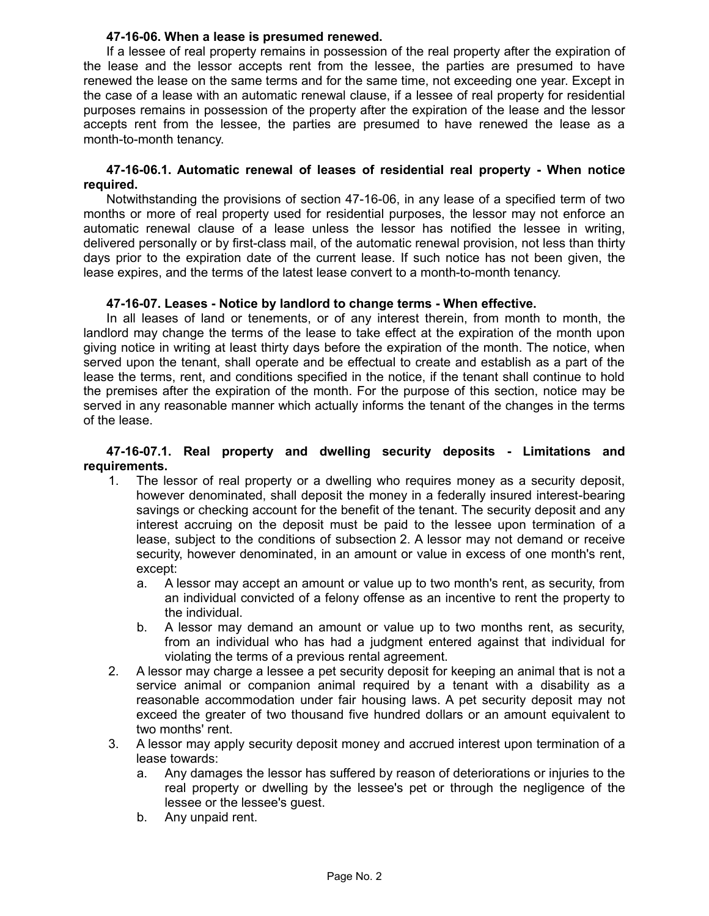**47-16-06. When a lease is presumed renewed.**

If a lessee of real property remains in possession of the real property after the expiration of the lease and the lessor accepts rent from the lessee, the parties are presumed to have renewed the lease on the same terms and for the same time, not exceeding one year. Except in the case of a lease with an automatic renewal clause, if a lessee of real property for residential purposes remains in possession of the property after the expiration of the lease and the lessor accepts rent from the lessee, the parties are presumed to have renewed the lease as a month-to-month tenancy.

**47-16-06.1. Automatic renewal of leases of residential real property - When notice required.**

Notwithstanding the provisions of section 47-16-06, in any lease of a specified term of two months or more of real property used for residential purposes, the lessor may not enforce an automatic renewal clause of a lease unless the lessor has notified the lessee in writing, delivered personally or by first-class mail, of the automatic renewal provision, not less than thirty days prior to the expiration date of the current lease. If such notice has not been given, the lease expires, and the terms of the latest lease convert to a month-to-month tenancy.

**47-16-07. Leases - Notice by landlord to change terms - When effective.**

In all leases of land or tenements, or of any interest therein, from month to month, the landlord may change the terms of the lease to take effect at the expiration of the month upon giving notice in writing at least thirty days before the expiration of the month. The notice, when served upon the tenant, shall operate and be effectual to create and establish as a part of the lease the terms, rent, and conditions specified in the notice, if the tenant shall continue to hold the premises after the expiration of the month. For the purpose of this section, notice may be served in any reasonable manner which actually informs the tenant of the changes in the terms of the lease.

**47-16-07.1. Real property and dwelling security deposits - Limitations and requirements.**

1. The lessor of real property or a dwelling who requires money as a security deposit, however denominated, shall deposit the money in a federally insured interest-bearing savings or checking account for the benefit of the tenant. The security deposit and any interest accruing on the deposit must be paid to the lessee upon termination of a lease, subject to the conditions of subsection 2. A lessor may not demand or receive security, however denominated, in an amount or value in excess of one month's rent, except:
   a. A lessor may accept an amount or value up to two month's rent, as security, from an individual convicted of a felony offense as an incentive to rent the property to the individual.
   b. A lessor may demand an amount or value up to two months rent, as security, from an individual who has had a judgment entered against that individual for violating the terms of a previous rental agreement.
2. A lessor may charge a lessee a pet security deposit for keeping an animal that is not a service animal or companion animal required by a tenant with a disability as a reasonable accommodation under fair housing laws. A pet security deposit may not exceed the greater of two thousand five hundred dollars or an amount equivalent to two months' rent.
3. A lessor may apply security deposit money and accrued interest upon termination of a lease towards:
   a. Any damages the lessor has suffered by reason of deteriorations or injuries to the real property or dwelling by the lessee's pet or through the negligence of the lessee or the lessee's guest.
   b. Any unpaid rent.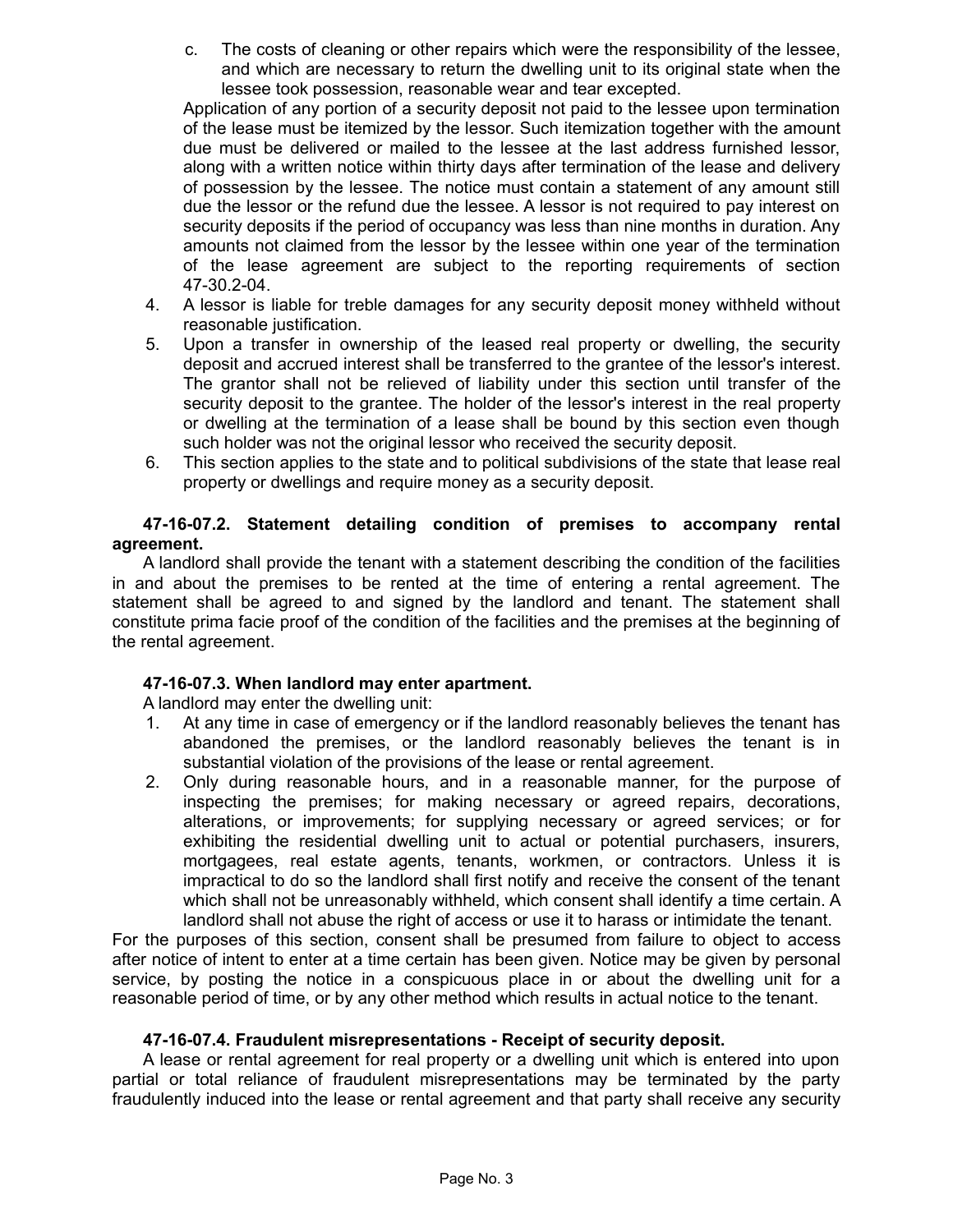c. The costs of cleaning or other repairs which were the responsibility of the lessee, and which are necessary to return the dwelling unit to its original state when the lessee took possession, reasonable wear and tear excepted.

Application of any portion of a security deposit not paid to the lessee upon termination of the lease must be itemized by the lessor. Such itemization together with the amount due must be delivered or mailed to the lessee at the last address furnished lessor, along with a written notice within thirty days after termination of the lease and delivery of possession by the lessee. The notice must contain a statement of any amount still due the lessor or the refund due the lessee. A lessor is not required to pay interest on security deposits if the period of occupancy was less than nine months in duration. Any amounts not claimed from the lessor by the lessee within one year of the termination of the lease agreement are subject to the reporting requirements of section 47-30.2-04.

4. A lessor is liable for treble damages for any security deposit money withheld without reasonable justification.
5. Upon a transfer in ownership of the leased real property or dwelling, the security deposit and accrued interest shall be transferred to the grantee of the lessor's interest. The grantor shall not be relieved of liability under this section until transfer of the security deposit to the grantee. The holder of the lessor's interest in the real property or dwelling at the termination of a lease shall be bound by this section even though such holder was not the original lessor who received the security deposit.
6. This section applies to the state and to political subdivisions of the state that lease real property or dwellings and require money as a security deposit.

**47-16-07.2. Statement detailing condition of premises to accompany rental agreement.**

A landlord shall provide the tenant with a statement describing the condition of the facilities in and about the premises to be rented at the time of entering a rental agreement. The statement shall be agreed to and signed by the landlord and tenant. The statement shall constitute prima facie proof of the condition of the facilities and the premises at the beginning of the rental agreement.

**47-16-07.3. When landlord may enter apartment.**

A landlord may enter the dwelling unit:

1. At any time in case of emergency or if the landlord reasonably believes the tenant has abandoned the premises, or the landlord reasonably believes the tenant is in substantial violation of the provisions of the lease or rental agreement.
2. Only during reasonable hours, and in a reasonable manner, for the purpose of inspecting the premises; for making necessary or agreed repairs, decorations, alterations, or improvements; for supplying necessary or agreed services; or for exhibiting the residential dwelling unit to actual or potential purchasers, insurers, mortgagees, real estate agents, tenants, workmen, or contractors. Unless it is impractical to do so the landlord shall first notify and receive the consent of the tenant which shall not be unreasonably withheld, which consent shall identify a time certain. A landlord shall not abuse the right of access or use it to harass or intimidate the tenant.

For the purposes of this section, consent shall be presumed from failure to object to access after notice of intent to enter at a time certain has been given. Notice may be given by personal service, by posting the notice in a conspicuous place in or about the dwelling unit for a reasonable period of time, or by any other method which results in actual notice to the tenant.

**47-16-07.4. Fraudulent misrepresentations - Receipt of security deposit.**

A lease or rental agreement for real property or a dwelling unit which is entered into upon partial or total reliance of fraudulent misrepresentations may be terminated by the party fraudulently induced into the lease or rental agreement and that party shall receive any security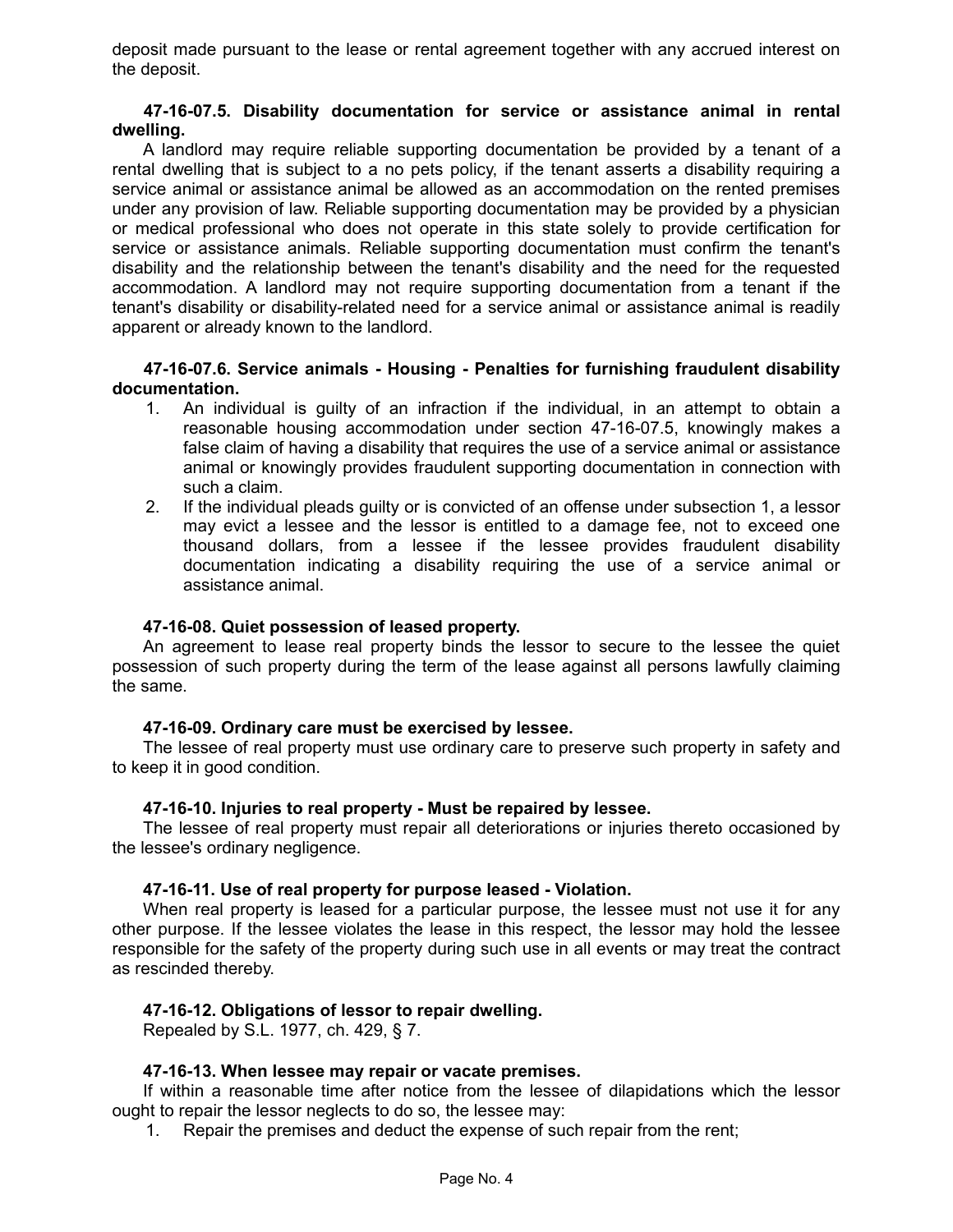deposit made pursuant to the lease or rental agreement together with any accrued interest on the deposit.

**47-16-07.5. Disability documentation for service or assistance animal in rental dwelling.**

A landlord may require reliable supporting documentation be provided by a tenant of a rental dwelling that is subject to a no pets policy, if the tenant asserts a disability requiring a service animal or assistance animal be allowed as an accommodation on the rented premises under any provision of law. Reliable supporting documentation may be provided by a physician or medical professional who does not operate in this state solely to provide certification for service or assistance animals. Reliable supporting documentation must confirm the tenant's disability and the relationship between the tenant's disability and the need for the requested accommodation. A landlord may not require supporting documentation from a tenant if the tenant's disability or disability-related need for a service animal or assistance animal is readily apparent or already known to the landlord.

**47-16-07.6. Service animals - Housing - Penalties for furnishing fraudulent disability documentation.**

1. An individual is guilty of an infraction if the individual, in an attempt to obtain a reasonable housing accommodation under section 47-16-07.5, knowingly makes a false claim of having a disability that requires the use of a service animal or assistance animal or knowingly provides fraudulent supporting documentation in connection with such a claim.
2. If the individual pleads guilty or is convicted of an offense under subsection 1, a lessor may evict a lessee and the lessor is entitled to a damage fee, not to exceed one thousand dollars, from a lessee if the lessee provides fraudulent disability documentation indicating a disability requiring the use of a service animal or assistance animal.

**47-16-08. Quiet possession of leased property.**

An agreement to lease real property binds the lessor to secure to the lessee the quiet possession of such property during the term of the lease against all persons lawfully claiming the same.

**47-16-09. Ordinary care must be exercised by lessee.**

The lessee of real property must use ordinary care to preserve such property in safety and to keep it in good condition.

**47-16-10. Injuries to real property - Must be repaired by lessee.**

The lessee of real property must repair all deteriorations or injuries thereto occasioned by the lessee's ordinary negligence.

**47-16-11. Use of real property for purpose leased - Violation.**

When real property is leased for a particular purpose, the lessee must not use it for any other purpose. If the lessee violates the lease in this respect, the lessor may hold the lessee responsible for the safety of the property during such use in all events or may treat the contract as rescinded thereby.

**47-16-12. Obligations of lessor to repair dwelling.**

Repealed by S.L. 1977, ch. 429, § 7.

**47-16-13. When lessee may repair or vacate premises.**

If within a reasonable time after notice from the lessee of dilapidations which the lessor ought to repair the lessor neglects to do so, the lessee may:

1. Repair the premises and deduct the expense of such repair from the rent;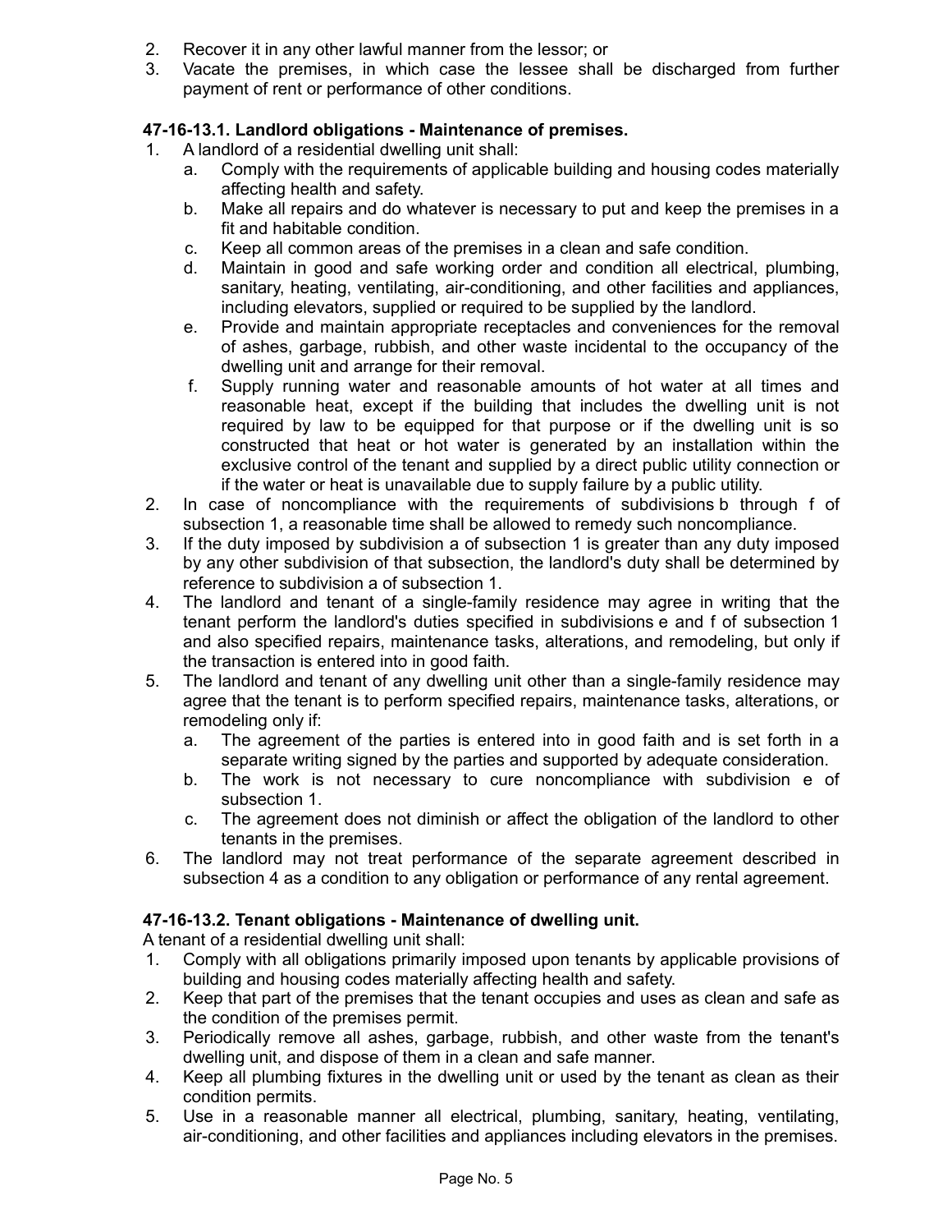2. Recover it in any other lawful manner from the lessor; or
3. Vacate the premises, in which case the lessee shall be discharged from further payment of rent or performance of other conditions.

**47-16-13.1. Landlord obligations - Maintenance of premises.**

1. A landlord of a residential dwelling unit shall:
   a. Comply with the requirements of applicable building and housing codes materially affecting health and safety.
   b. Make all repairs and do whatever is necessary to put and keep the premises in a fit and habitable condition.
   c. Keep all common areas of the premises in a clean and safe condition.
   d. Maintain in good and safe working order and condition all electrical, plumbing, sanitary, heating, ventilating, air-conditioning, and other facilities and appliances, including elevators, supplied or required to be supplied by the landlord.
   e. Provide and maintain appropriate receptacles and conveniences for the removal of ashes, garbage, rubbish, and other waste incidental to the occupancy of the dwelling unit and arrange for their removal.
   f. Supply running water and reasonable amounts of hot water at all times and reasonable heat, except if the building that includes the dwelling unit is not required by law to be equipped for that purpose or if the dwelling unit is so constructed that heat or hot water is generated by an installation within the exclusive control of the tenant and supplied by a direct public utility connection or if the water or heat is unavailable due to supply failure by a public utility.
2. In case of noncompliance with the requirements of subdivisions b through f of subsection 1, a reasonable time shall be allowed to remedy such noncompliance.
3. If the duty imposed by subdivision a of subsection 1 is greater than any duty imposed by any other subdivision of that subsection, the landlord's duty shall be determined by reference to subdivision a of subsection 1.
4. The landlord and tenant of a single-family residence may agree in writing that the tenant perform the landlord's duties specified in subdivisions e and f of subsection 1 and also specified repairs, maintenance tasks, alterations, and remodeling, but only if the transaction is entered into in good faith.
5. The landlord and tenant of any dwelling unit other than a single-family residence may agree that the tenant is to perform specified repairs, maintenance tasks, alterations, or remodeling only if:
   a. The agreement of the parties is entered into in good faith and is set forth in a separate writing signed by the parties and supported by adequate consideration.
   b. The work is not necessary to cure noncompliance with subdivision e of subsection 1.
   c. The agreement does not diminish or affect the obligation of the landlord to other tenants in the premises.
6. The landlord may not treat performance of the separate agreement described in subsection 4 as a condition to any obligation or performance of any rental agreement.

**47-16-13.2. Tenant obligations - Maintenance of dwelling unit.**

A tenant of a residential dwelling unit shall:

1. Comply with all obligations primarily imposed upon tenants by applicable provisions of building and housing codes materially affecting health and safety.
2. Keep that part of the premises that the tenant occupies and uses as clean and safe as the condition of the premises permit.
3. Periodically remove all ashes, garbage, rubbish, and other waste from the tenant's dwelling unit, and dispose of them in a clean and safe manner.
4. Keep all plumbing fixtures in the dwelling unit or used by the tenant as clean as their condition permits.
5. Use in a reasonable manner all electrical, plumbing, sanitary, heating, ventilating, air-conditioning, and other facilities and appliances including elevators in the premises.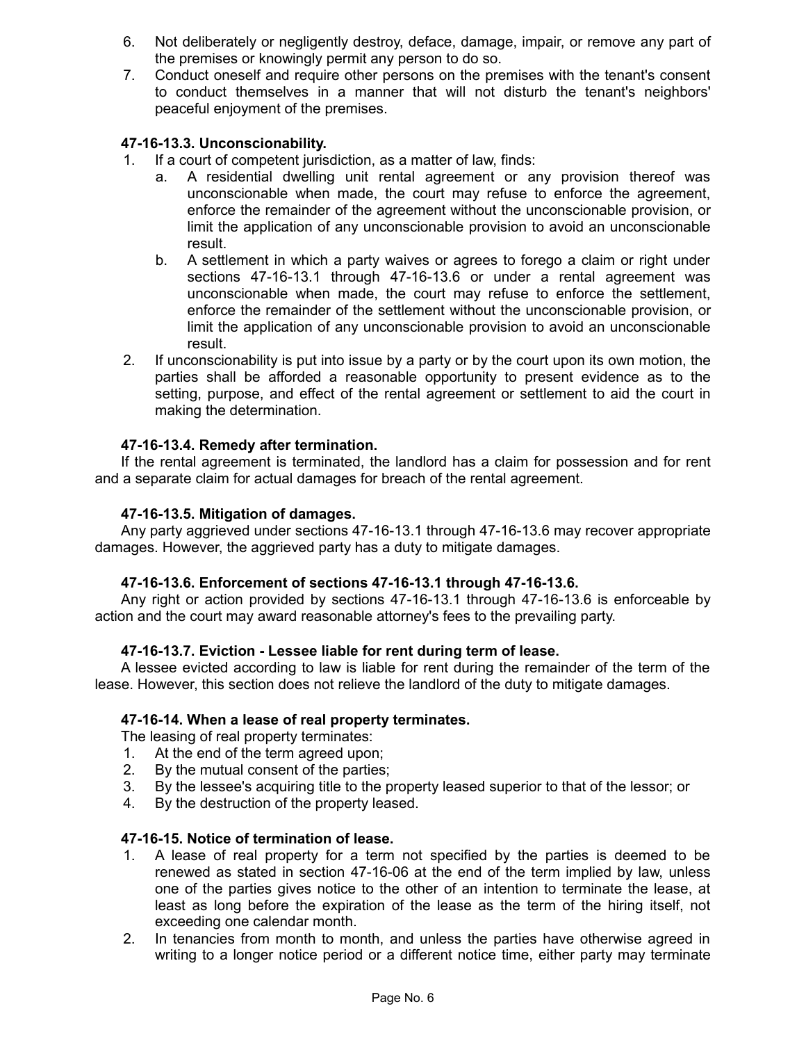6. Not deliberately or negligently destroy, deface, damage, impair, or remove any part of the premises or knowingly permit any person to do so.
7. Conduct oneself and require other persons on the premises with the tenant's consent to conduct themselves in a manner that will not disturb the tenant's neighbors' peaceful enjoyment of the premises.

### 47-16-13.3. Unconscionability.

1. If a court of competent jurisdiction, as a matter of law, finds:
   a. A residential dwelling unit rental agreement or any provision thereof was unconscionable when made, the court may refuse to enforce the agreement, enforce the remainder of the agreement without the unconscionable provision, or limit the application of any unconscionable provision to avoid an unconscionable result.
   b. A settlement in which a party waives or agrees to forego a claim or right under sections 47-16-13.1 through 47-16-13.6 or under a rental agreement was unconscionable when made, the court may refuse to enforce the settlement, enforce the remainder of the settlement without the unconscionable provision, or limit the application of any unconscionable provision to avoid an unconscionable result.
2. If unconscionability is put into issue by a party or by the court upon its own motion, the parties shall be afforded a reasonable opportunity to present evidence as to the setting, purpose, and effect of the rental agreement or settlement to aid the court in making the determination.

### 47-16-13.4. Remedy after termination.

If the rental agreement is terminated, the landlord has a claim for possession and for rent and a separate claim for actual damages for breach of the rental agreement.

### 47-16-13.5. Mitigation of damages.

Any party aggrieved under sections 47-16-13.1 through 47-16-13.6 may recover appropriate damages. However, the aggrieved party has a duty to mitigate damages.

### 47-16-13.6. Enforcement of sections 47-16-13.1 through 47-16-13.6.

Any right or action provided by sections 47-16-13.1 through 47-16-13.6 is enforceable by action and the court may award reasonable attorney's fees to the prevailing party.

### 47-16-13.7. Eviction - Lessee liable for rent during term of lease.

A lessee evicted according to law is liable for rent during the remainder of the term of the lease. However, this section does not relieve the landlord of the duty to mitigate damages.

### 47-16-14. When a lease of real property terminates.

The leasing of real property terminates:

1. At the end of the term agreed upon;
2. By the mutual consent of the parties;
3. By the lessee's acquiring title to the property leased superior to that of the lessor; or
4. By the destruction of the property leased.

### 47-16-15. Notice of termination of lease.

1. A lease of real property for a term not specified by the parties is deemed to be renewed as stated in section 47-16-06 at the end of the term implied by law, unless one of the parties gives notice to the other of an intention to terminate the lease, at least as long before the expiration of the lease as the term of the hiring itself, not exceeding one calendar month.
2. In tenancies from month to month, and unless the parties have otherwise agreed in writing to a longer notice period or a different notice time, either party may terminate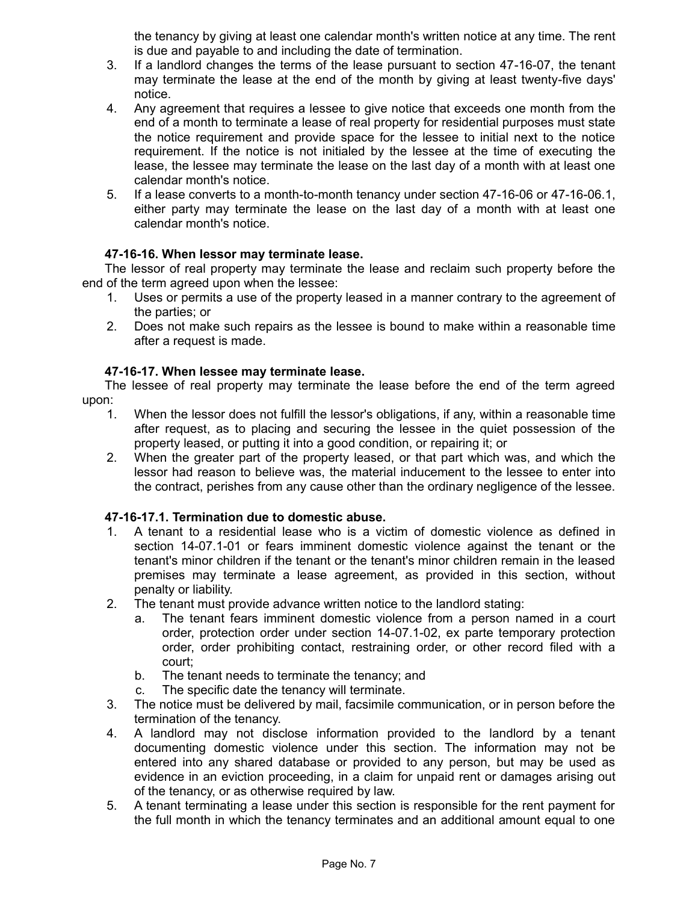the tenancy by giving at least one calendar month's written notice at any time. The rent is due and payable to and including the date of termination.

3. If a landlord changes the terms of the lease pursuant to section 47-16-07, the tenant may terminate the lease at the end of the month by giving at least twenty-five days' notice.
4. Any agreement that requires a lessee to give notice that exceeds one month from the end of a month to terminate a lease of real property for residential purposes must state the notice requirement and provide space for the lessee to initial next to the notice requirement. If the notice is not initialed by the lessee at the time of executing the lease, the lessee may terminate the lease on the last day of a month with at least one calendar month's notice.
5. If a lease converts to a month-to-month tenancy under section 47-16-06 or 47-16-06.1, either party may terminate the lease on the last day of a month with at least one calendar month's notice.

**47-16-16. When lessor may terminate lease.**

The lessor of real property may terminate the lease and reclaim such property before the end of the term agreed upon when the lessee:

1. Uses or permits a use of the property leased in a manner contrary to the agreement of the parties; or
2. Does not make such repairs as the lessee is bound to make within a reasonable time after a request is made.

**47-16-17. When lessee may terminate lease.**

The lessee of real property may terminate the lease before the end of the term agreed upon:

1. When the lessor does not fulfill the lessor's obligations, if any, within a reasonable time after request, as to placing and securing the lessee in the quiet possession of the property leased, or putting it into a good condition, or repairing it; or
2. When the greater part of the property leased, or that part which was, and which the lessor had reason to believe was, the material inducement to the lessee to enter into the contract, perishes from any cause other than the ordinary negligence of the lessee.

**47-16-17.1. Termination due to domestic abuse.**

1. A tenant to a residential lease who is a victim of domestic violence as defined in section 14-07.1-01 or fears imminent domestic violence against the tenant or the tenant's minor children if the tenant or the tenant's minor children remain in the leased premises may terminate a lease agreement, as provided in this section, without penalty or liability.
2. The tenant must provide advance written notice to the landlord stating:
   a. The tenant fears imminent domestic violence from a person named in a court order, protection order under section 14-07.1-02, ex parte temporary protection order, order prohibiting contact, restraining order, or other record filed with a court;
   b. The tenant needs to terminate the tenancy; and
   c. The specific date the tenancy will terminate.
3. The notice must be delivered by mail, facsimile communication, or in person before the termination of the tenancy.
4. A landlord may not disclose information provided to the landlord by a tenant documenting domestic violence under this section. The information may not be entered into any shared database or provided to any person, but may be used as evidence in an eviction proceeding, in a claim for unpaid rent or damages arising out of the tenancy, or as otherwise required by law.
5. A tenant terminating a lease under this section is responsible for the rent payment for the full month in which the tenancy terminates and an additional amount equal to one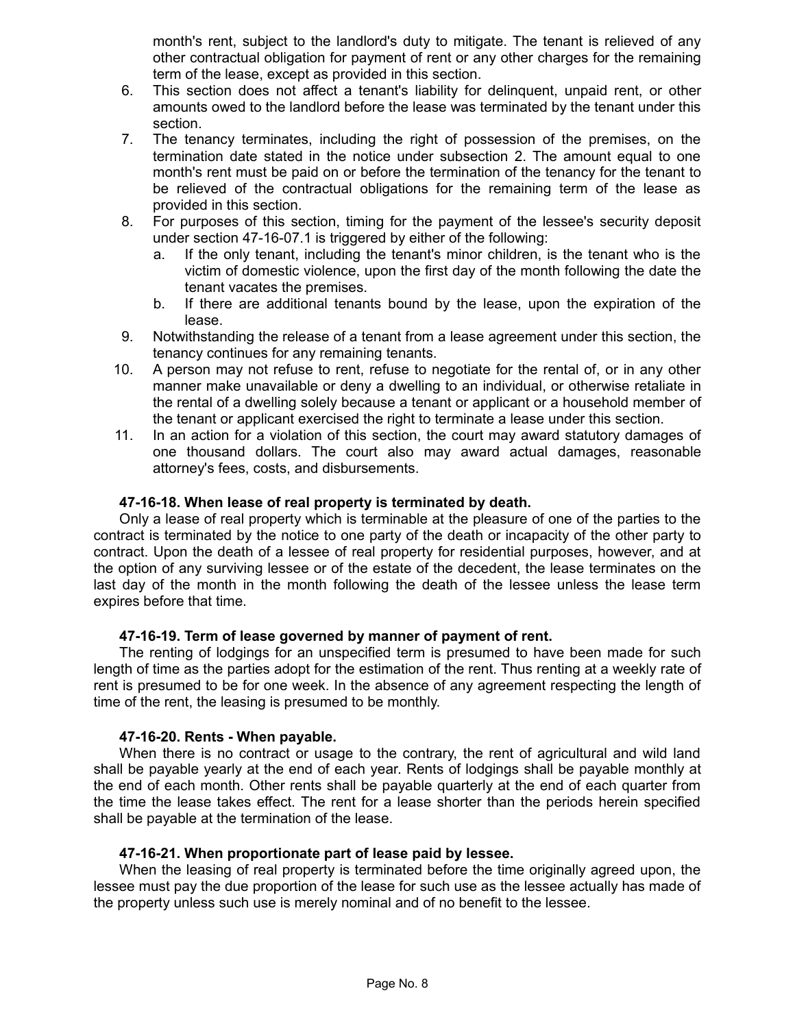month's rent, subject to the landlord's duty to mitigate. The tenant is relieved of any other contractual obligation for payment of rent or any other charges for the remaining term of the lease, except as provided in this section.

6. This section does not affect a tenant's liability for delinquent, unpaid rent, or other amounts owed to the landlord before the lease was terminated by the tenant under this section.
7. The tenancy terminates, including the right of possession of the premises, on the termination date stated in the notice under subsection 2. The amount equal to one month's rent must be paid on or before the termination of the tenancy for the tenant to be relieved of the contractual obligations for the remaining term of the lease as provided in this section.
8. For purposes of this section, timing for the payment of the lessee's security deposit under section 47-16-07.1 is triggered by either of the following:
   a. If the only tenant, including the tenant's minor children, is the tenant who is the victim of domestic violence, upon the first day of the month following the date the tenant vacates the premises.
   b. If there are additional tenants bound by the lease, upon the expiration of the lease.
9. Notwithstanding the release of a tenant from a lease agreement under this section, the tenancy continues for any remaining tenants.
10. A person may not refuse to rent, refuse to negotiate for the rental of, or in any other manner make unavailable or deny a dwelling to an individual, or otherwise retaliate in the rental of a dwelling solely because a tenant or applicant or a household member of the tenant or applicant exercised the right to terminate a lease under this section.
11. In an action for a violation of this section, the court may award statutory damages of one thousand dollars. The court also may award actual damages, reasonable attorney's fees, costs, and disbursements.

**47-16-18. When lease of real property is terminated by death.**

Only a lease of real property which is terminable at the pleasure of one of the parties to the contract is terminated by the notice to one party of the death or incapacity of the other party to contract. Upon the death of a lessee of real property for residential purposes, however, and at the option of any surviving lessee or of the estate of the decedent, the lease terminates on the last day of the month in the month following the death of the lessee unless the lease term expires before that time.

**47-16-19. Term of lease governed by manner of payment of rent.**

The renting of lodgings for an unspecified term is presumed to have been made for such length of time as the parties adopt for the estimation of the rent. Thus renting at a weekly rate of rent is presumed to be for one week. In the absence of any agreement respecting the length of time of the rent, the leasing is presumed to be monthly.

**47-16-20. Rents - When payable.**

When there is no contract or usage to the contrary, the rent of agricultural and wild land shall be payable yearly at the end of each year. Rents of lodgings shall be payable monthly at the end of each month. Other rents shall be payable quarterly at the end of each quarter from the time the lease takes effect. The rent for a lease shorter than the periods herein specified shall be payable at the termination of the lease.

**47-16-21. When proportionate part of lease paid by lessee.**

When the leasing of real property is terminated before the time originally agreed upon, the lessee must pay the due proportion of the lease for such use as the lessee actually has made of the property unless such use is merely nominal and of no benefit to the lessee.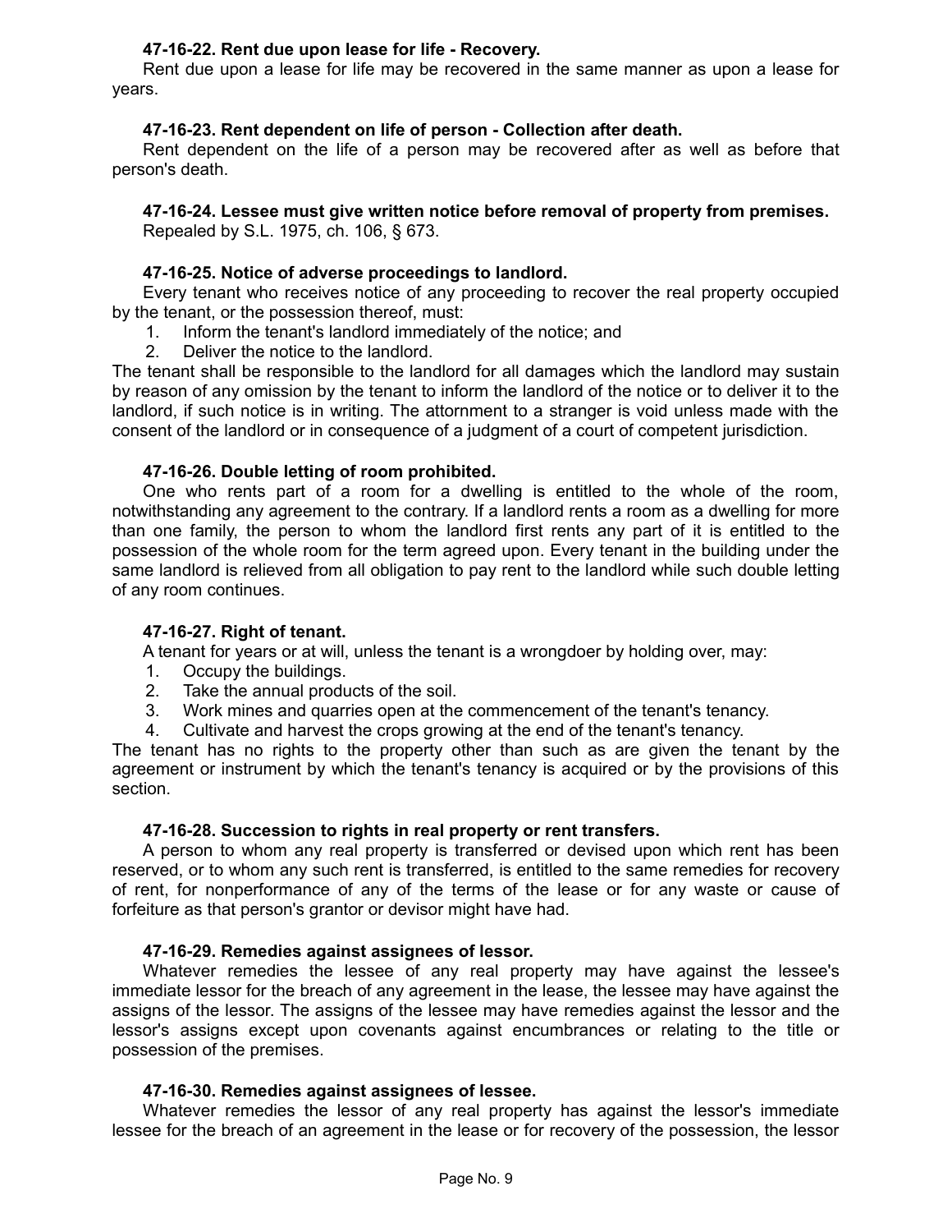**47-16-22. Rent due upon lease for life - Recovery.**

Rent due upon a lease for life may be recovered in the same manner as upon a lease for years.

**47-16-23. Rent dependent on life of person - Collection after death.**

Rent dependent on the life of a person may be recovered after as well as before that person's death.

**47-16-24. Lessee must give written notice before removal of property from premises.**

Repealed by S.L. 1975, ch. 106, § 673.

**47-16-25. Notice of adverse proceedings to landlord.**

Every tenant who receives notice of any proceeding to recover the real property occupied by the tenant, or the possession thereof, must:

1. Inform the tenant's landlord immediately of the notice; and
2. Deliver the notice to the landlord.

The tenant shall be responsible to the landlord for all damages which the landlord may sustain by reason of any omission by the tenant to inform the landlord of the notice or to deliver it to the landlord, if such notice is in writing. The attornment to a stranger is void unless made with the consent of the landlord or in consequence of a judgment of a court of competent jurisdiction.

**47-16-26. Double letting of room prohibited.**

One who rents part of a room for a dwelling is entitled to the whole of the room, notwithstanding any agreement to the contrary. If a landlord rents a room as a dwelling for more than one family, the person to whom the landlord first rents any part of it is entitled to the possession of the whole room for the term agreed upon. Every tenant in the building under the same landlord is relieved from all obligation to pay rent to the landlord while such double letting of any room continues.

**47-16-27. Right of tenant.**

A tenant for years or at will, unless the tenant is a wrongdoer by holding over, may:

1. Occupy the buildings.
2. Take the annual products of the soil.
3. Work mines and quarries open at the commencement of the tenant's tenancy.
4. Cultivate and harvest the crops growing at the end of the tenant's tenancy.

The tenant has no rights to the property other than such as are given the tenant by the agreement or instrument by which the tenant's tenancy is acquired or by the provisions of this section.

**47-16-28. Succession to rights in real property or rent transfers.**

A person to whom any real property is transferred or devised upon which rent has been reserved, or to whom any such rent is transferred, is entitled to the same remedies for recovery of rent, for nonperformance of any of the terms of the lease or for any waste or cause of forfeiture as that person's grantor or devisor might have had.

**47-16-29. Remedies against assignees of lessor.**

Whatever remedies the lessee of any real property may have against the lessee's immediate lessor for the breach of any agreement in the lease, the lessee may have against the assigns of the lessor. The assigns of the lessee may have remedies against the lessor and the lessor's assigns except upon covenants against encumbrances or relating to the title or possession of the premises.

**47-16-30. Remedies against assignees of lessee.**

Whatever remedies the lessor of any real property has against the lessor's immediate lessee for the breach of an agreement in the lease or for recovery of the possession, the lessor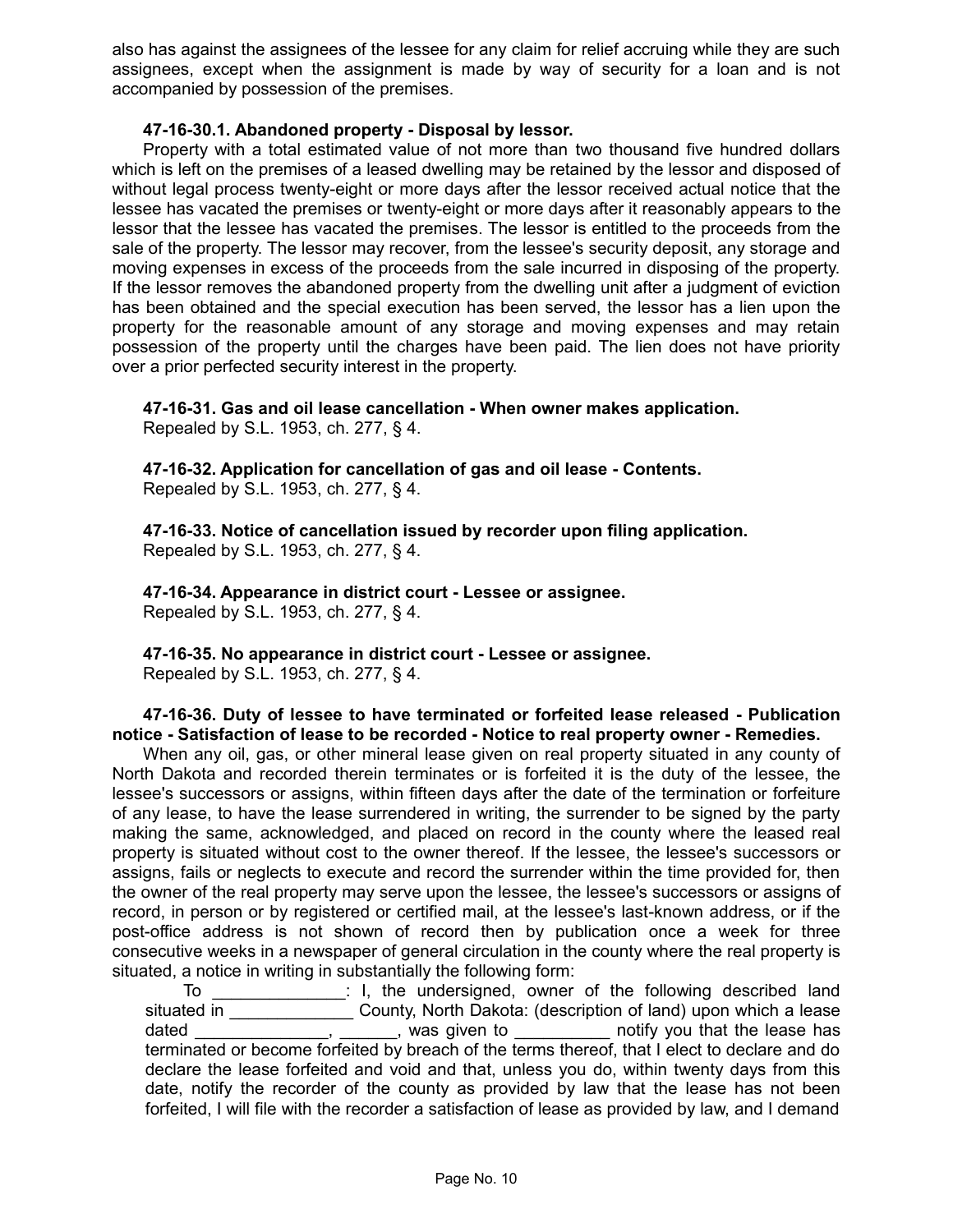also has against the assignees of the lessee for any claim for relief accruing while they are such assignees, except when the assignment is made by way of security for a loan and is not accompanied by possession of the premises.

**47-16-30.1. Abandoned property - Disposal by lessor.**

Property with a total estimated value of not more than two thousand five hundred dollars which is left on the premises of a leased dwelling may be retained by the lessor and disposed of without legal process twenty-eight or more days after the lessor received actual notice that the lessee has vacated the premises or twenty-eight or more days after it reasonably appears to the lessor that the lessee has vacated the premises. The lessor is entitled to the proceeds from the sale of the property. The lessor may recover, from the lessee's security deposit, any storage and moving expenses in excess of the proceeds from the sale incurred in disposing of the property. If the lessor removes the abandoned property from the dwelling unit after a judgment of eviction has been obtained and the special execution has been served, the lessor has a lien upon the property for the reasonable amount of any storage and moving expenses and may retain possession of the property until the charges have been paid. The lien does not have priority over a prior perfected security interest in the property.

**47-16-31. Gas and oil lease cancellation - When owner makes application.**

Repealed by S.L. 1953, ch. 277, § 4.

**47-16-32. Application for cancellation of gas and oil lease - Contents.**

Repealed by S.L. 1953, ch. 277, § 4.

**47-16-33. Notice of cancellation issued by recorder upon filing application.**

Repealed by S.L. 1953, ch. 277, § 4.

**47-16-34. Appearance in district court - Lessee or assignee.**

Repealed by S.L. 1953, ch. 277, § 4.

**47-16-35. No appearance in district court - Lessee or assignee.**

Repealed by S.L. 1953, ch. 277, § 4.

**47-16-36. Duty of lessee to have terminated or forfeited lease released - Publication notice - Satisfaction of lease to be recorded - Notice to real property owner - Remedies.**

When any oil, gas, or other mineral lease given on real property situated in any county of North Dakota and recorded therein terminates or is forfeited it is the duty of the lessee, the lessee's successors or assigns, within fifteen days after the date of the termination or forfeiture of any lease, to have the lease surrendered in writing, the surrender to be signed by the party making the same, acknowledged, and placed on record in the county where the leased real property is situated without cost to the owner thereof. If the lessee, the lessee's successors or assigns, fails or neglects to execute and record the surrender within the time provided for, then the owner of the real property may serve upon the lessee, the lessee's successors or assigns of record, in person or by registered or certified mail, at the lessee's last-known address, or if the post-office address is not shown of record then by publication once a week for three consecutive weeks in a newspaper of general circulation in the county where the real property is situated, a notice in writing in substantially the following form:

To ______________: I, the undersigned, owner of the following described land situated in _____________ County, North Dakota: (description of land) upon which a lease dated ______________, ______, was given to __________ notify you that the lease has terminated or become forfeited by breach of the terms thereof, that I elect to declare and do declare the lease forfeited and void and that, unless you do, within twenty days from this date, notify the recorder of the county as provided by law that the lease has not been forfeited, I will file with the recorder a satisfaction of lease as provided by law, and I demand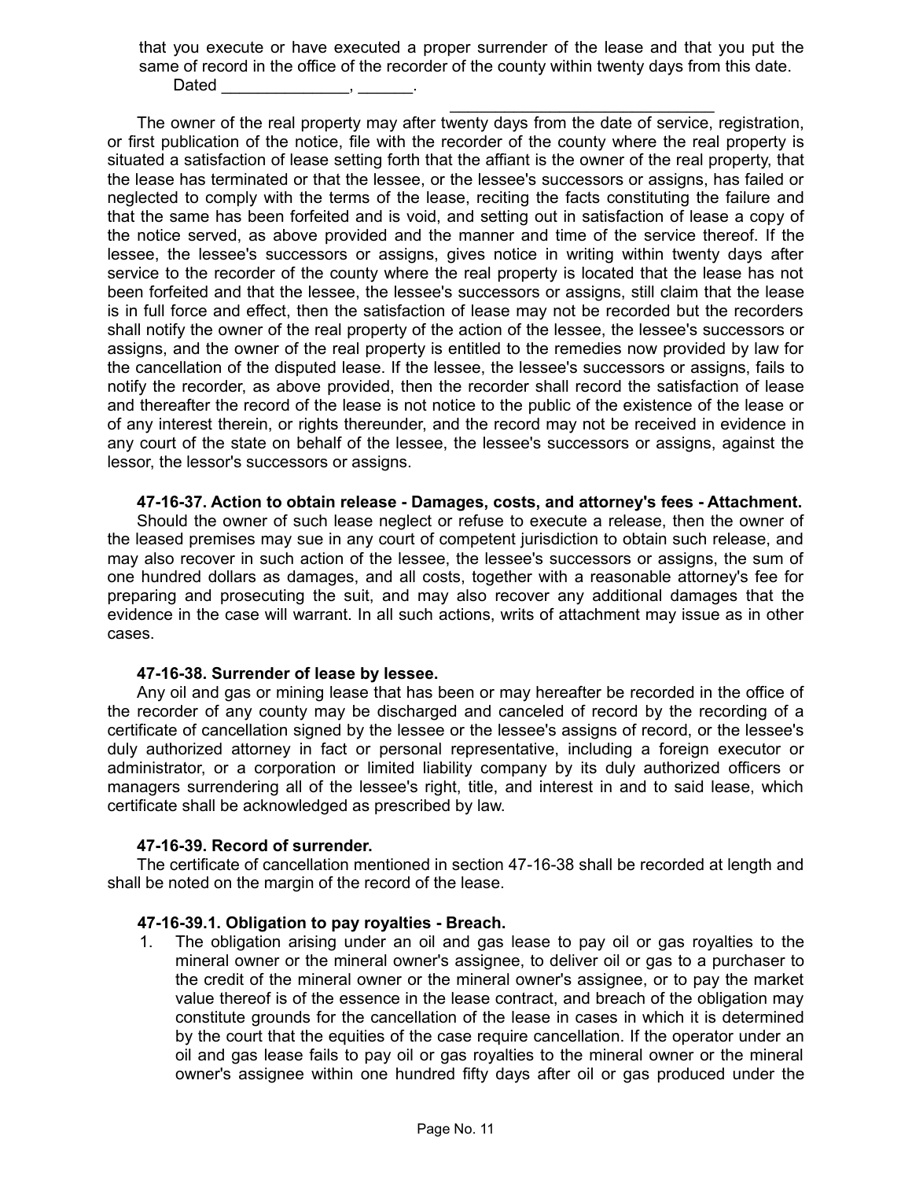that you execute or have executed a proper surrender of the lease and that you put the same of record in the office of the recorder of the county within twenty days from this date.

Dated ______________, ______.

_____________________________

The owner of the real property may after twenty days from the date of service, registration, or first publication of the notice, file with the recorder of the county where the real property is situated a satisfaction of lease setting forth that the affiant is the owner of the real property, that the lease has terminated or that the lessee, or the lessee's successors or assigns, has failed or neglected to comply with the terms of the lease, reciting the facts constituting the failure and that the same has been forfeited and is void, and setting out in satisfaction of lease a copy of the notice served, as above provided and the manner and time of the service thereof. If the lessee, the lessee's successors or assigns, gives notice in writing within twenty days after service to the recorder of the county where the real property is located that the lease has not been forfeited and that the lessee, the lessee's successors or assigns, still claim that the lease is in full force and effect, then the satisfaction of lease may not be recorded but the recorders shall notify the owner of the real property of the action of the lessee, the lessee's successors or assigns, and the owner of the real property is entitled to the remedies now provided by law for the cancellation of the disputed lease. If the lessee, the lessee's successors or assigns, fails to notify the recorder, as above provided, then the recorder shall record the satisfaction of lease and thereafter the record of the lease is not notice to the public of the existence of the lease or of any interest therein, or rights thereunder, and the record may not be received in evidence in any court of the state on behalf of the lessee, the lessee's successors or assigns, against the lessor, the lessor's successors or assigns.

**47-16-37. Action to obtain release - Damages, costs, and attorney's fees - Attachment.**

Should the owner of such lease neglect or refuse to execute a release, then the owner of the leased premises may sue in any court of competent jurisdiction to obtain such release, and may also recover in such action of the lessee, the lessee's successors or assigns, the sum of one hundred dollars as damages, and all costs, together with a reasonable attorney's fee for preparing and prosecuting the suit, and may also recover any additional damages that the evidence in the case will warrant. In all such actions, writs of attachment may issue as in other cases.

**47-16-38. Surrender of lease by lessee.**

Any oil and gas or mining lease that has been or may hereafter be recorded in the office of the recorder of any county may be discharged and canceled of record by the recording of a certificate of cancellation signed by the lessee or the lessee's assigns of record, or the lessee's duly authorized attorney in fact or personal representative, including a foreign executor or administrator, or a corporation or limited liability company by its duly authorized officers or managers surrendering all of the lessee's right, title, and interest in and to said lease, which certificate shall be acknowledged as prescribed by law.

**47-16-39. Record of surrender.**

The certificate of cancellation mentioned in section 47-16-38 shall be recorded at length and shall be noted on the margin of the record of the lease.

**47-16-39.1. Obligation to pay royalties - Breach.**

1. The obligation arising under an oil and gas lease to pay oil or gas royalties to the mineral owner or the mineral owner's assignee, to deliver oil or gas to a purchaser to the credit of the mineral owner or the mineral owner's assignee, or to pay the market value thereof is of the essence in the lease contract, and breach of the obligation may constitute grounds for the cancellation of the lease in cases in which it is determined by the court that the equities of the case require cancellation. If the operator under an oil and gas lease fails to pay oil or gas royalties to the mineral owner or the mineral owner's assignee within one hundred fifty days after oil or gas produced under the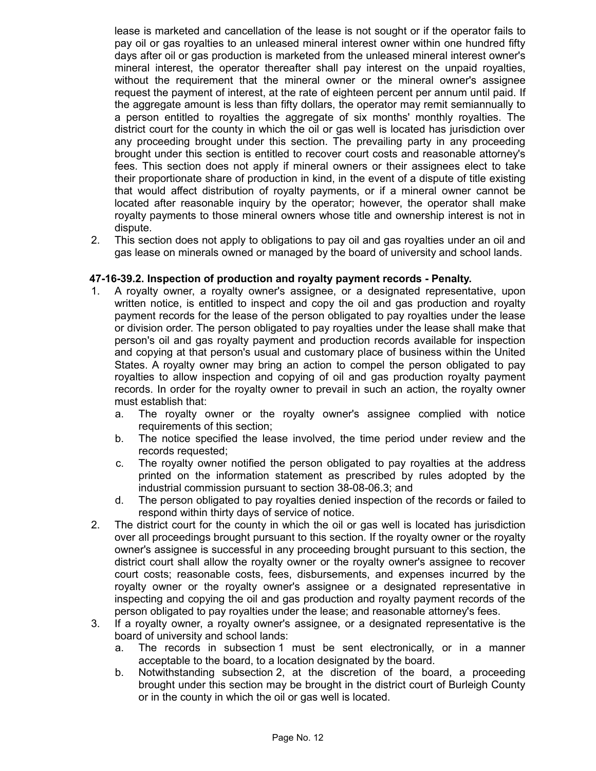lease is marketed and cancellation of the lease is not sought or if the operator fails to pay oil or gas royalties to an unleased mineral interest owner within one hundred fifty days after oil or gas production is marketed from the unleased mineral interest owner's mineral interest, the operator thereafter shall pay interest on the unpaid royalties, without the requirement that the mineral owner or the mineral owner's assignee request the payment of interest, at the rate of eighteen percent per annum until paid. If the aggregate amount is less than fifty dollars, the operator may remit semiannually to a person entitled to royalties the aggregate of six months' monthly royalties. The district court for the county in which the oil or gas well is located has jurisdiction over any proceeding brought under this section. The prevailing party in any proceeding brought under this section is entitled to recover court costs and reasonable attorney's fees. This section does not apply if mineral owners or their assignees elect to take their proportionate share of production in kind, in the event of a dispute of title existing that would affect distribution of royalty payments, or if a mineral owner cannot be located after reasonable inquiry by the operator; however, the operator shall make royalty payments to those mineral owners whose title and ownership interest is not in dispute.

2. This section does not apply to obligations to pay oil and gas royalties under an oil and gas lease on minerals owned or managed by the board of university and school lands.

**47-16-39.2. Inspection of production and royalty payment records - Penalty.**

1. A royalty owner, a royalty owner's assignee, or a designated representative, upon written notice, is entitled to inspect and copy the oil and gas production and royalty payment records for the lease of the person obligated to pay royalties under the lease or division order. The person obligated to pay royalties under the lease shall make that person's oil and gas royalty payment and production records available for inspection and copying at that person's usual and customary place of business within the United States. A royalty owner may bring an action to compel the person obligated to pay royalties to allow inspection and copying of oil and gas production royalty payment records. In order for the royalty owner to prevail in such an action, the royalty owner must establish that:
   a. The royalty owner or the royalty owner's assignee complied with notice requirements of this section;
   b. The notice specified the lease involved, the time period under review and the records requested;
   c. The royalty owner notified the person obligated to pay royalties at the address printed on the information statement as prescribed by rules adopted by the industrial commission pursuant to section 38-08-06.3; and
   d. The person obligated to pay royalties denied inspection of the records or failed to respond within thirty days of service of notice.
2. The district court for the county in which the oil or gas well is located has jurisdiction over all proceedings brought pursuant to this section. If the royalty owner or the royalty owner's assignee is successful in any proceeding brought pursuant to this section, the district court shall allow the royalty owner or the royalty owner's assignee to recover court costs; reasonable costs, fees, disbursements, and expenses incurred by the royalty owner or the royalty owner's assignee or a designated representative in inspecting and copying the oil and gas production and royalty payment records of the person obligated to pay royalties under the lease; and reasonable attorney's fees.
3. If a royalty owner, a royalty owner's assignee, or a designated representative is the board of university and school lands:
   a. The records in subsection 1 must be sent electronically, or in a manner acceptable to the board, to a location designated by the board.
   b. Notwithstanding subsection 2, at the discretion of the board, a proceeding brought under this section may be brought in the district court of Burleigh County or in the county in which the oil or gas well is located.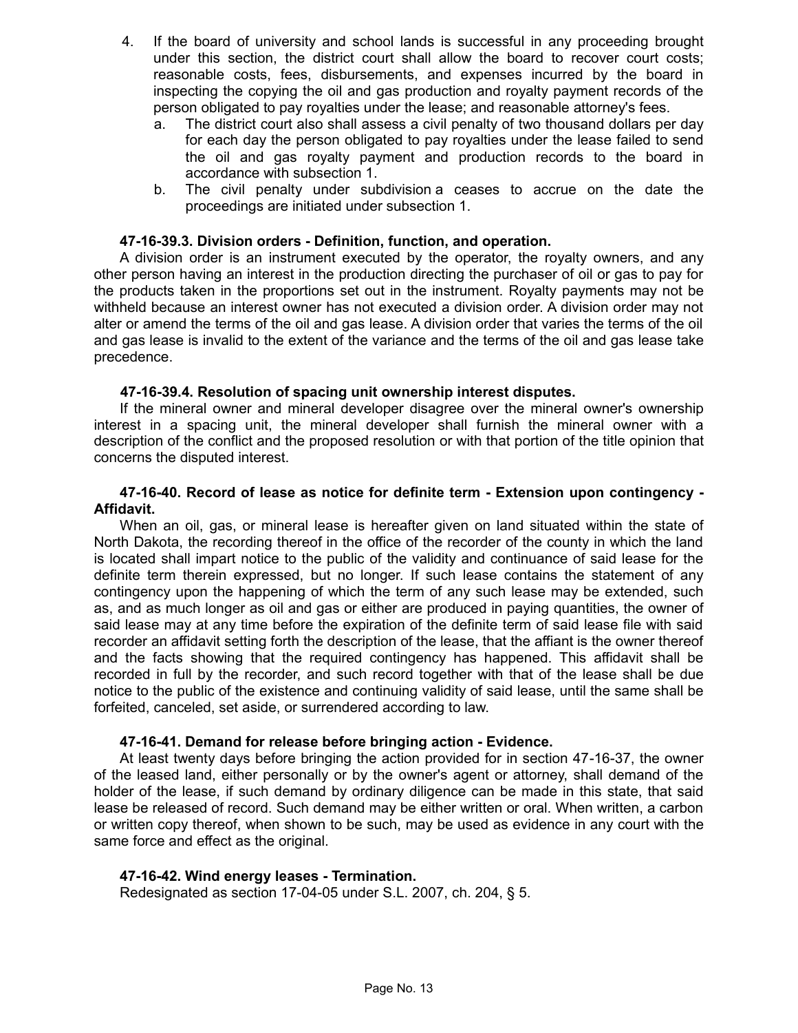4. If the board of university and school lands is successful in any proceeding brought under this section, the district court shall allow the board to recover court costs; reasonable costs, fees, disbursements, and expenses incurred by the board in inspecting the copying the oil and gas production and royalty payment records of the person obligated to pay royalties under the lease; and reasonable attorney's fees.
   a. The district court also shall assess a civil penalty of two thousand dollars per day for each day the person obligated to pay royalties under the lease failed to send the oil and gas royalty payment and production records to the board in accordance with subsection 1.
   b. The civil penalty under subdivision a ceases to accrue on the date the proceedings are initiated under subsection 1.

**47-16-39.3. Division orders - Definition, function, and operation.**

A division order is an instrument executed by the operator, the royalty owners, and any other person having an interest in the production directing the purchaser of oil or gas to pay for the products taken in the proportions set out in the instrument. Royalty payments may not be withheld because an interest owner has not executed a division order. A division order may not alter or amend the terms of the oil and gas lease. A division order that varies the terms of the oil and gas lease is invalid to the extent of the variance and the terms of the oil and gas lease take precedence.

**47-16-39.4. Resolution of spacing unit ownership interest disputes.**

If the mineral owner and mineral developer disagree over the mineral owner's ownership interest in a spacing unit, the mineral developer shall furnish the mineral owner with a description of the conflict and the proposed resolution or with that portion of the title opinion that concerns the disputed interest.

**47-16-40. Record of lease as notice for definite term - Extension upon contingency - Affidavit.**

When an oil, gas, or mineral lease is hereafter given on land situated within the state of North Dakota, the recording thereof in the office of the recorder of the county in which the land is located shall impart notice to the public of the validity and continuance of said lease for the definite term therein expressed, but no longer. If such lease contains the statement of any contingency upon the happening of which the term of any such lease may be extended, such as, and as much longer as oil and gas or either are produced in paying quantities, the owner of said lease may at any time before the expiration of the definite term of said lease file with said recorder an affidavit setting forth the description of the lease, that the affiant is the owner thereof and the facts showing that the required contingency has happened. This affidavit shall be recorded in full by the recorder, and such record together with that of the lease shall be due notice to the public of the existence and continuing validity of said lease, until the same shall be forfeited, canceled, set aside, or surrendered according to law.

**47-16-41. Demand for release before bringing action - Evidence.**

At least twenty days before bringing the action provided for in section 47-16-37, the owner of the leased land, either personally or by the owner's agent or attorney, shall demand of the holder of the lease, if such demand by ordinary diligence can be made in this state, that said lease be released of record. Such demand may be either written or oral. When written, a carbon or written copy thereof, when shown to be such, may be used as evidence in any court with the same force and effect as the original.

**47-16-42. Wind energy leases - Termination.**

Redesignated as section 17-04-05 under S.L. 2007, ch. 204, § 5.